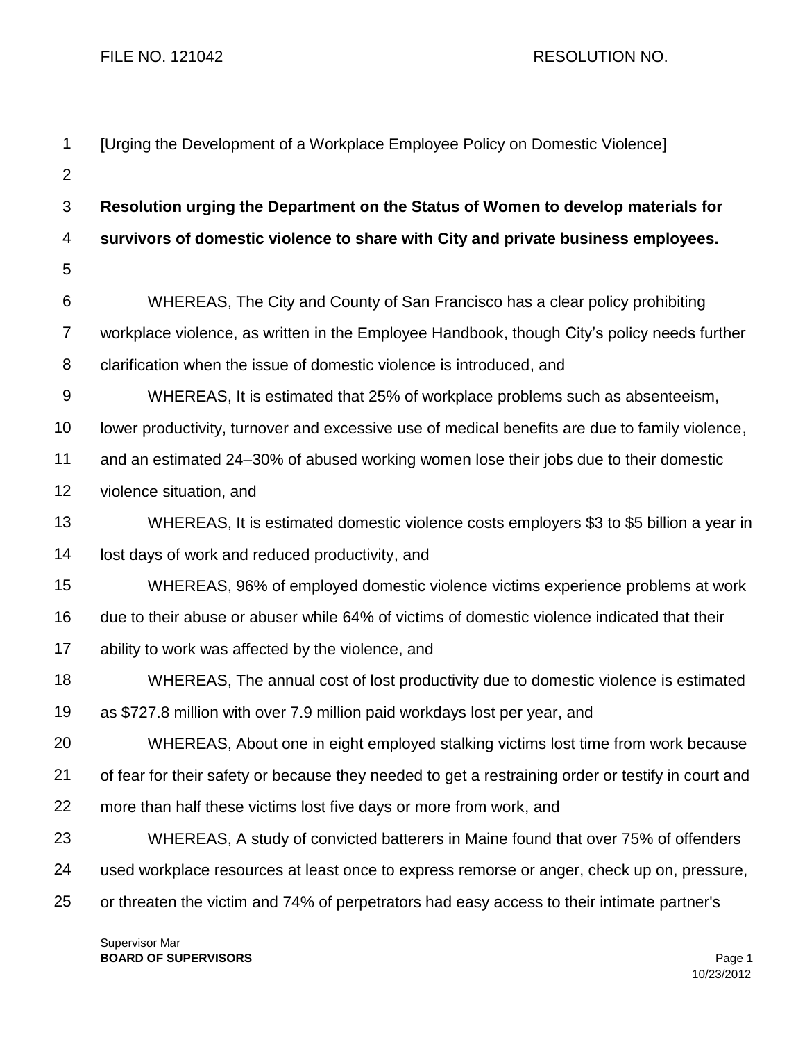FILE NO. 121042 RESOLUTION NO.

[Urging the Development of a Workplace Employee Policy on Domestic Violence]

**Resolution urging the Department on the Status of Women to develop materials for survivors of domestic violence to share with City and private business employees.**

WHEREAS, The City and County of San Francisco has a clear policy prohibiting workplace violence, as written in the Employee Handbook, though City's policy needs further clarification when the issue of domestic violence is introduced, and

WHEREAS, It is estimated that 25% of workplace problems such as absenteeism, lower productivity, turnover and excessive use of medical benefits are due to family violence, and an estimated 24–30% of abused working women lose their jobs due to their domestic violence situation, and

WHEREAS, It is estimated domestic violence costs employers $3 to $5 billion a year in lost days of work and reduced productivity, and

WHEREAS, 96% of employed domestic violence victims experience problems at work due to their abuse or abuser while 64% of victims of domestic violence indicated that their ability to work was affected by the violence, and

WHEREAS, The annual cost of lost productivity due to domestic violence is estimated as $727.8 million with over 7.9 million paid workdays lost per year, and

WHEREAS, About one in eight employed stalking victims lost time from work because of fear for their safety or because they needed to get a restraining order or testify in court and more than half these victims lost five days or more from work, and

WHEREAS, A study of convicted batterers in Maine found that over 75% of offenders used workplace resources at least once to express remorse or anger, check up on, pressure, or threaten the victim and 74% of perpetrators had easy access to their intimate partner's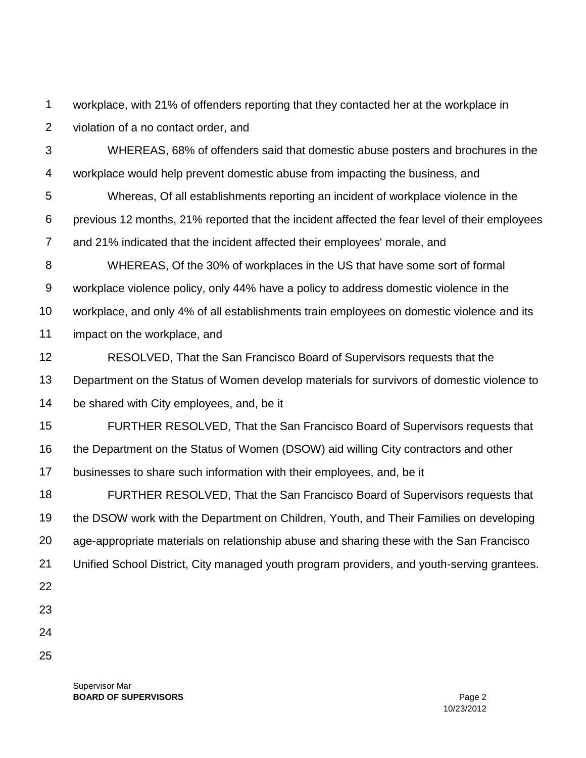workplace, with 21% of offenders reporting that they contacted her at the workplace in violation of a no contact order, and

WHEREAS, 68% of offenders said that domestic abuse posters and brochures in the workplace would help prevent domestic abuse from impacting the business, and

Whereas, Of all establishments reporting an incident of workplace violence in the previous 12 months, 21% reported that the incident affected the fear level of their employees and 21% indicated that the incident affected their employees' morale, and

WHEREAS, Of the 30% of workplaces in the US that have some sort of formal workplace violence policy, only 44% have a policy to address domestic violence in the workplace, and only 4% of all establishments train employees on domestic violence and its impact on the workplace, and

RESOLVED, That the San Francisco Board of Supervisors requests that the Department on the Status of Women develop materials for survivors of domestic violence to be shared with City employees, and, be it

FURTHER RESOLVED, That the San Francisco Board of Supervisors requests that the Department on the Status of Women (DSOW) aid willing City contractors and other businesses to share such information with their employees, and, be it

FURTHER RESOLVED, That the San Francisco Board of Supervisors requests that the DSOW work with the Department on Children, Youth, and Their Families on developing age-appropriate materials on relationship abuse and sharing these with the San Francisco Unified School District, City managed youth program providers, and youth-serving grantees.